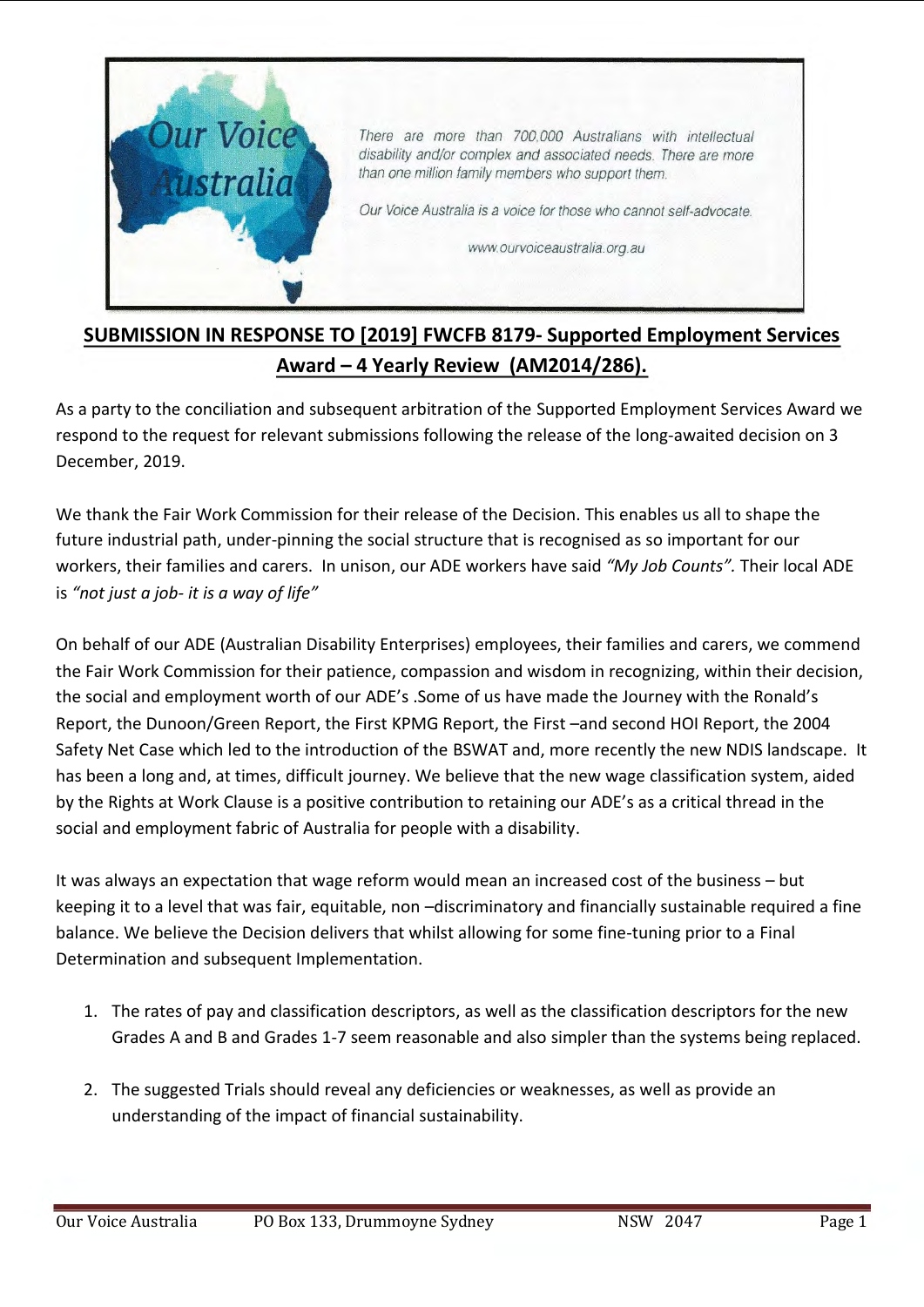Our Voice Australia

There are more than 700,000 Australians with intellectual disability and/or complex and associated needs. There are more than one million family members who support them.

Our Voice Australia is a voice for those who cannot self-advocate.

www.ourvoiceaustralia.org.au

## SUBMISSION IN RESPONSE TO [2019] FWCFB 8179- Supported Employment Services Award – 4 Yearly Review (AM2014/286).

As a party to the conciliation and subsequent arbitration of the Supported Employment Services Award we respond to the request for relevant submissions following the release of the long-awaited decision on 3 December, 2019.

We thank the Fair Work Commission for their release of the Decision. This enables us all to shape the future industrial path, under-pinning the social structure that is recognised as so important for our workers, their families and carers. In unison, our ADE workers have said *"My Job Counts".* Their local ADE is *"not just a job- it is a way of life"*

On behalf of our ADE (Australian Disability Enterprises) employees, their families and carers, we commend the Fair Work Commission for their patience, compassion and wisdom in recognizing, within their decision, the social and employment worth of our ADE's .Some of us have made the Journey with the Ronald's Report, the Dunoon/Green Report, the First KPMG Report, the First –and second HOI Report, the 2004 Safety Net Case which led to the introduction of the BSWAT and, more recently the new NDIS landscape. It has been a long and, at times, difficult journey. We believe that the new wage classification system, aided by the Rights at Work Clause is a positive contribution to retaining our ADE's as a critical thread in the social and employment fabric of Australia for people with a disability.

It was always an expectation that wage reform would mean an increased cost of the business – but keeping it to a level that was fair, equitable, non –discriminatory and financially sustainable required a fine balance. We believe the Decision delivers that whilst allowing for some fine-tuning prior to a Final Determination and subsequent Implementation.

1. The rates of pay and classification descriptors, as well as the classification descriptors for the new Grades A and B and Grades 1-7 seem reasonable and also simpler than the systems being replaced.

2. The suggested Trials should reveal any deficiencies or weaknesses, as well as provide an understanding of the impact of financial sustainability.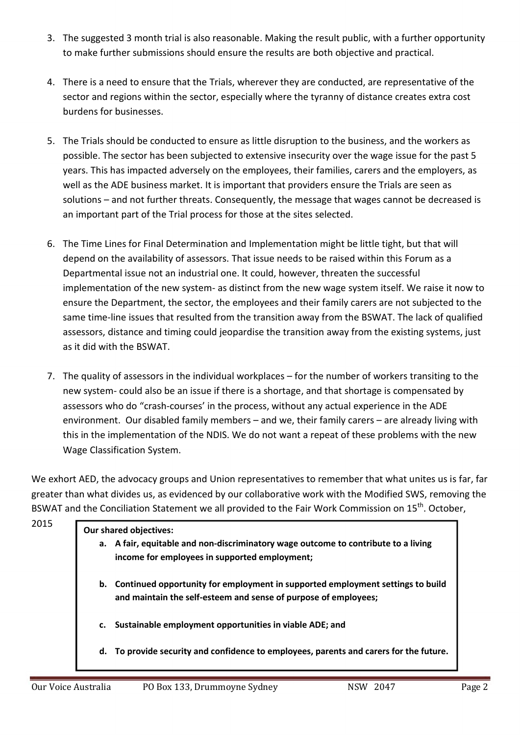3. The suggested 3 month trial is also reasonable. Making the result public, with a further opportunity to make further submissions should ensure the results are both objective and practical.

4. There is a need to ensure that the Trials, wherever they are conducted, are representative of the sector and regions within the sector, especially where the tyranny of distance creates extra cost burdens for businesses.

5. The Trials should be conducted to ensure as little disruption to the business, and the workers as possible. The sector has been subjected to extensive insecurity over the wage issue for the past 5 years. This has impacted adversely on the employees, their families, carers and the employers, as well as the ADE business market. It is important that providers ensure the Trials are seen as solutions – and not further threats. Consequently, the message that wages cannot be decreased is an important part of the Trial process for those at the sites selected.

6. The Time Lines for Final Determination and Implementation might be little tight, but that will depend on the availability of assessors. That issue needs to be raised within this Forum as a Departmental issue not an industrial one. It could, however, threaten the successful implementation of the new system- as distinct from the new wage system itself. We raise it now to ensure the Department, the sector, the employees and their family carers are not subjected to the same time-line issues that resulted from the transition away from the BSWAT. The lack of qualified assessors, distance and timing could jeopardise the transition away from the existing systems, just as it did with the BSWAT.

7. The quality of assessors in the individual workplaces – for the number of workers transiting to the new system- could also be an issue if there is a shortage, and that shortage is compensated by assessors who do "crash-courses' in the process, without any actual experience in the ADE environment. Our disabled family members – and we, their family carers – are already living with this in the implementation of the NDIS. We do not want a repeat of these problems with the new Wage Classification System.

We exhort AED, the advocacy groups and Union representatives to remember that what unites us is far, far greater than what divides us, as evidenced by our collaborative work with the Modified SWS, removing the BSWAT and the Conciliation Statement we all provided to the Fair Work Commission on 15th. October, 2015

**Our shared objectives:**

a. **A fair, equitable and non-discriminatory wage outcome to contribute to a living income for employees in supported employment;**

b. **Continued opportunity for employment in supported employment settings to build and maintain the self-esteem and sense of purpose of employees;**

c. **Sustainable employment opportunities in viable ADE; and**

d. **To provide security and confidence to employees, parents and carers for the future.**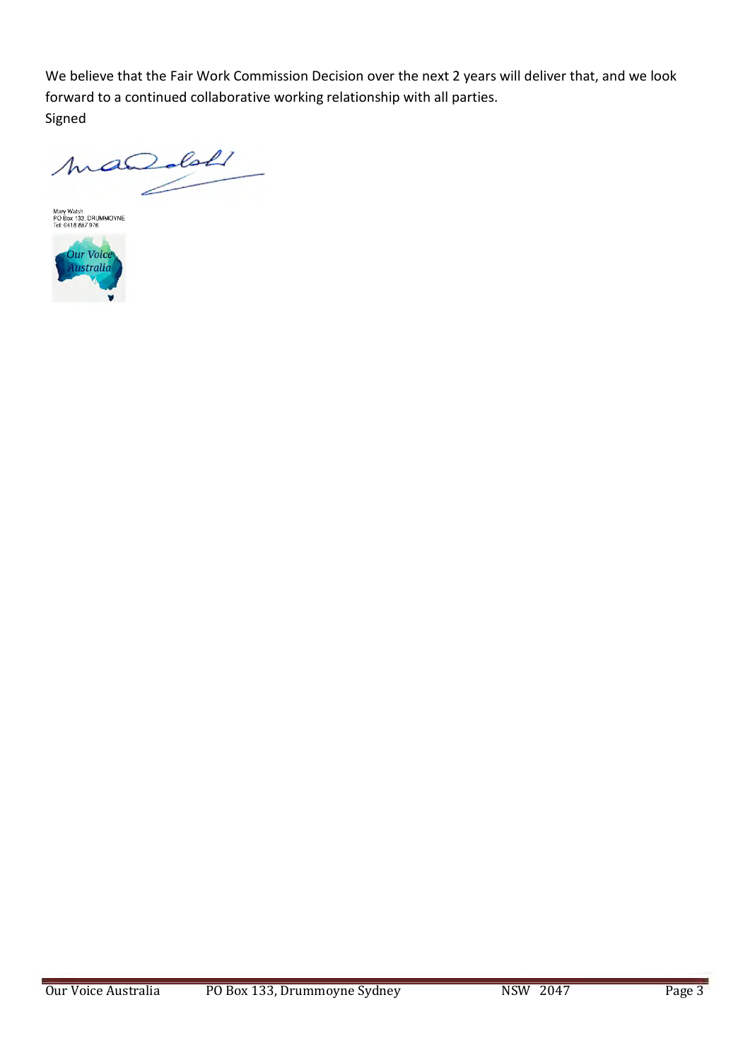We believe that the Fair Work Commission Decision over the next 2 years will deliver that, and we look forward to a continued collaborative working relationship with all parties.

Signed

Mary Walsh
PO Box 133, DRUMMOYNE
Tel: 0418 887 976

Our Voice Australia